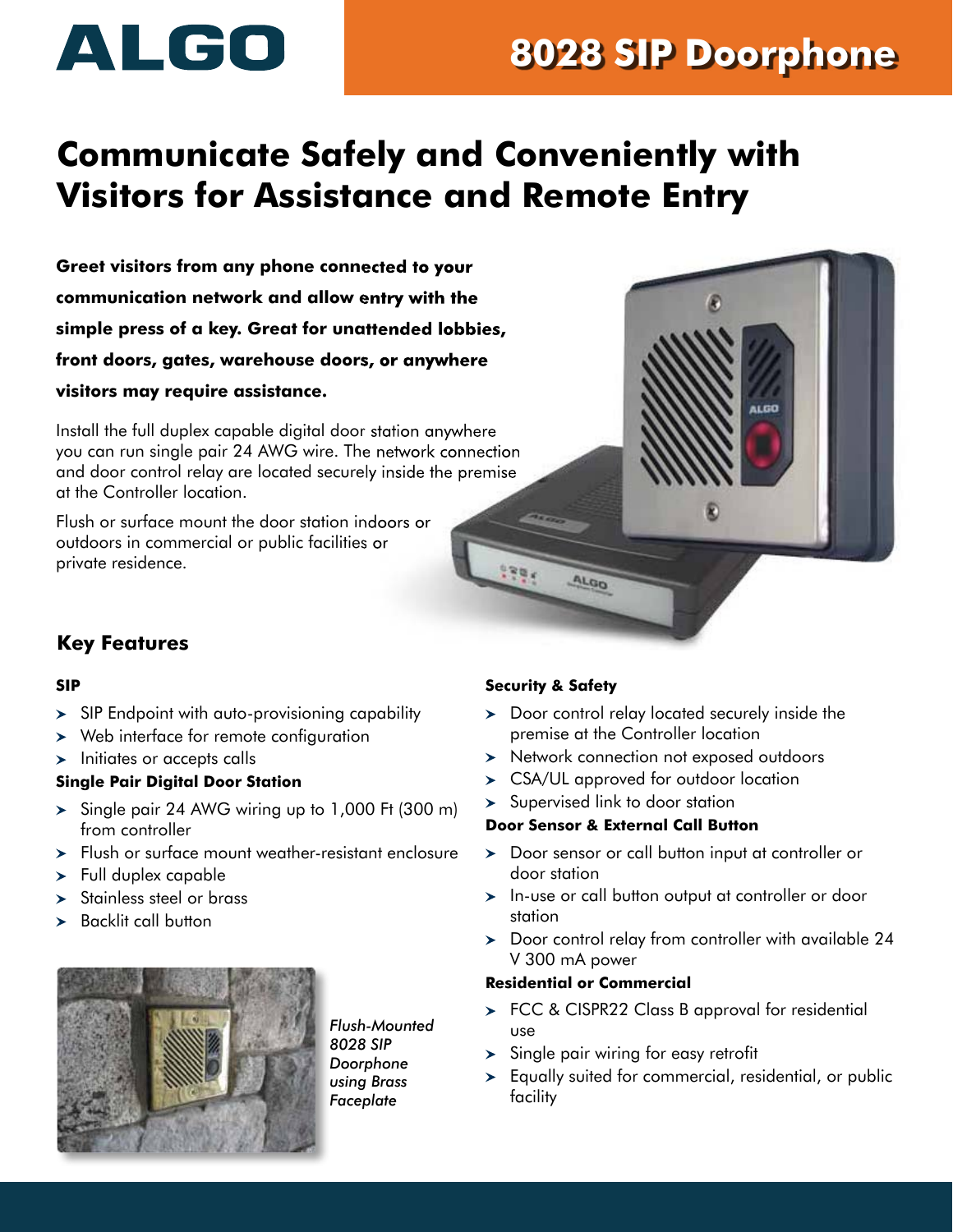# ALGO

# 8028 SIP Doorphone

## Communicate Safely and Conveniently with Visitors for Assistance and Remote Entry

**Greet visitors from any phone connected to your communication network and allow entry with the simple press of a key. Great for unattended lobbies, front doors, gates, warehouse doors, or anywhere visitors may require assistance.**

Install the full duplex capable digital door station anywhere you can run single pair 24 AWG wire. The network connection and door control relay are located securely inside the premise at the Controller location.

Flush or surface mount the door station indoors or outdoors in commercial or public facilities or private residence.

### Key Features

**SIP**

- SIP Endpoint with auto-provisioning capability
- Web interface for remote configuration
- Initiates or accepts calls

**Single Pair Digital Door Station**

- Single pair 24 AWG wiring up to 1,000 Ft (300 m) from controller
- Flush or surface mount weather-resistant enclosure
- Full duplex capable
- Stainless steel or brass
- Backlit call button

*Flush-Mounted 8028 SIP Doorphone using Brass Faceplate*

**Security & Safety**

- Door control relay located securely inside the premise at the Controller location
- Network connection not exposed outdoors
- CSA/UL approved for outdoor location
- Supervised link to door station

**Door Sensor & External Call Button**

- Door sensor or call button input at controller or door station
- In-use or call button output at controller or door station
- Door control relay from controller with available 24 V 300 mA power

**Residential or Commercial**

- FCC & CISPR22 Class B approval for residential use
- Single pair wiring for easy retrofit
- Equally suited for commercial, residential, or public facility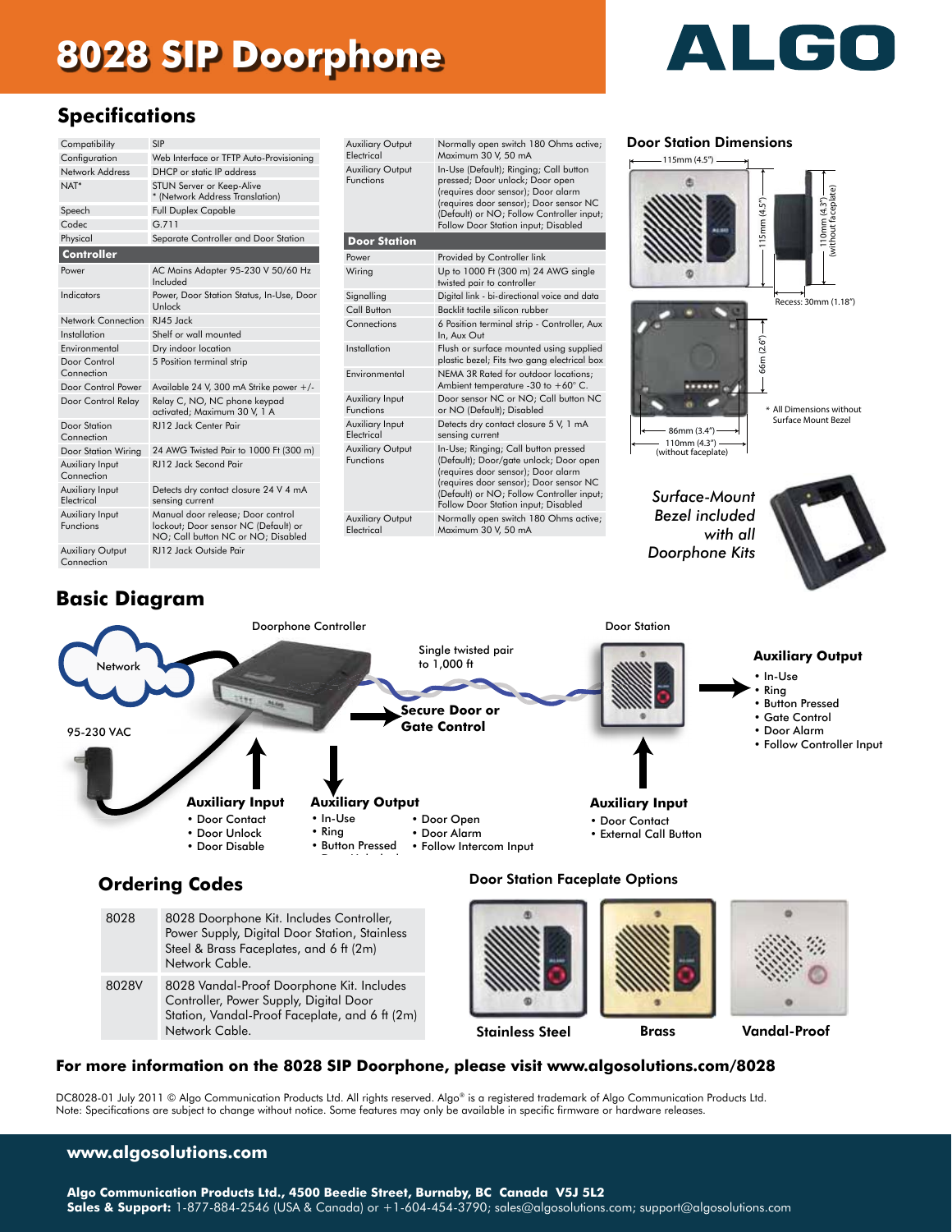# 8028 SIP Doorphone

ALGO

## Specifications

| | |
|---|---|
| Compatibility | SIP |
| Configuration | Web Interface or TFTP Auto-Provisioning |
| Network Address | DHCP or static IP address |
| NAT* | STUN Server or Keep-Alive * (Network Address Translation) |
| Speech | Full Duplex Capable |
| Codec | G.711 |
| Physical | Separate Controller and Door Station |
| **Controller** | |
| Power | AC Mains Adapter 95-230 V 50/60 Hz Included |
| Indicators | Power, Door Station Status, In-Use, Door Unlock |
| Network Connection | RJ45 Jack |
| Installation | Shelf or wall mounted |
| Environmental | Dry indoor location |
| Door Control Connection | 5 Position terminal strip |
| Door Control Power | Available 24 V, 300 mA Strike power +/- |
| Door Control Relay | Relay C, NO, NC phone keypad activated; Maximum 30 V, 1 A |
| Door Station Connection | RJ12 Jack Center Pair |
| Door Station Wiring | 24 AWG Twisted Pair to 1000 Ft (300 m) |
| Auxiliary Input Connection | RJ12 Jack Second Pair |
| Auxiliary Input Electrical | Detects dry contact closure 24 V 4 mA sensing current |
| Auxiliary Input Functions | Manual door release; Door control lockout; Door sensor NC (Default) or NO; Call button NC or NO; Disabled |
| Auxiliary Output Connection | RJ12 Jack Outside Pair |
| Auxiliary Output Electrical | Normally open switch 180 Ohms active; Maximum 30 V, 50 mA |
| Auxiliary Output Functions | In-Use (Default); Ringing; Call button pressed; Door unlock; Door open (requires door sensor); Door alarm (requires door sensor); Door sensor NC (Default) or NO; Follow Controller input; Follow Door Station input; Disabled |
| **Door Station** | |
| Power | Provided by Controller link |
| Wiring | Up to 1000 Ft (300 m) 24 AWG single twisted pair to controller |
| Signalling | Digital link - bi-directional voice and data |
| Call Button | Backlit tactile silicon rubber |
| Connections | 6 Position terminal strip - Controller, Aux In, Aux Out |
| Installation | Flush or surface mounted using supplied plastic bezel; Fits two gang electrical box |
| Environmental | NEMA 3R Rated for outdoor locations; Ambient temperature -30 to +60° C. |
| Auxiliary Input Functions | Door sensor NC or NO; Call button NC or NO (Default); Disabled |
| Auxiliary Input Electrical | Detects dry contact closure 5 V, 1 mA sensing current |
| Auxiliary Output Functions | In-Use; Ringing; Call button pressed (Default); Door/gate unlock; Door open (requires door sensor); Door alarm (requires door sensor); Door sensor NC (Default) or NO; Follow Controller input; Follow Door Station input; Disabled |
| Auxiliary Output Electrical | Normally open switch 180 Ohms active; Maximum 30 V, 50 mA |

### Door Station Dimensions

115mm (4.5")
115mm (4.5")
110mm (4.3") (without faceplate)
Recess: 30mm (1.18")
66m (2.6")
86mm (3.4")
110mm (4.3") (without faceplate)
* All Dimensions without Surface Mount Bezel

*Surface-Mount Bezel included with all Doorphone Kits*

## Basic Diagram

Network
95-230 VAC
Doorphone Controller
Single twisted pair to 1,000 ft
Secure Door or Gate Control
Door Station

**Auxiliary Output**
- In-Use
- Ring
- Button Pressed
- Gate Control
- Door Alarm
- Follow Controller Input

**Auxiliary Input**
- Door Contact
- Door Unlock
- Door Disable

**Auxiliary Output**
- In-Use
- Ring
- Button Pressed
- Door Open
- Door Alarm
- Follow Intercom Input

**Auxiliary Input**
- Door Contact
- External Call Button

## Ordering Codes

| | |
|---|---|
| 8028 | 8028 Doorphone Kit. Includes Controller, Power Supply, Digital Door Station, Stainless Steel & Brass Faceplates, and 6 ft (2m) Network Cable. |
| 8028V | 8028 Vandal-Proof Doorphone Kit. Includes Controller, Power Supply, Digital Door Station, Vandal-Proof Faceplate, and 6 ft (2m) Network Cable. |

### Door Station Faceplate Options

Stainless Steel
Brass
Vandal-Proof

**For more information on the 8028 SIP Doorphone, please visit www.algosolutions.com/8028**

DC8028-01 July 2011 © Algo Communication Products Ltd. All rights reserved. Algo® is a registered trademark of Algo Communication Products Ltd.
Note: Specifications are subject to change without notice. Some features may only be available in specific firmware or hardware releases.

**www.algosolutions.com**

**Algo Communication Products Ltd., 4500 Beedie Street, Burnaby, BC Canada V5J 5L2**
**Sales & Support:** 1-877-884-2546 (USA & Canada) or +1-604-454-3790; sales@algosolutions.com; support@algosolutions.com